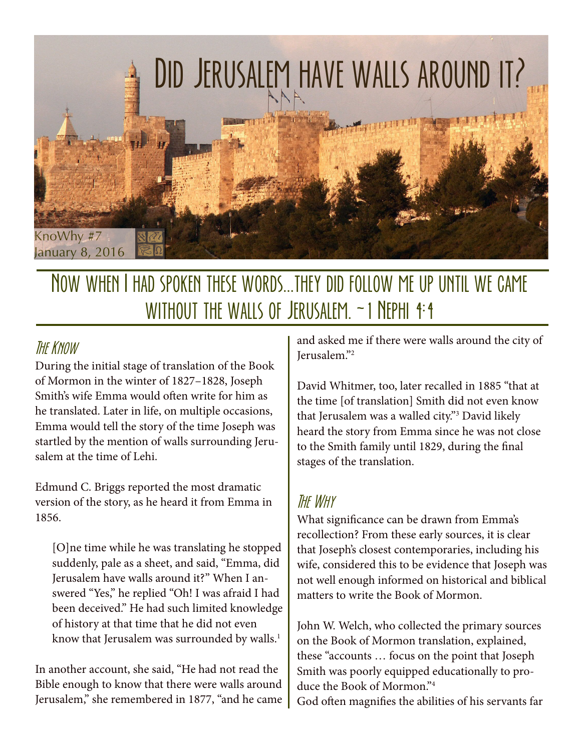# Did Jerusalem have walls around it?

KnoWhy #7
January 8, 2016

## Now when I had spoken these words…they did follow me up until we came without the walls of Jerusalem. ~1 Nephi 4:4

### The Know

During the initial stage of translation of the Book of Mormon in the winter of 1827–1828, Joseph Smith's wife Emma would often write for him as he translated. Later in life, on multiple occasions, Emma would tell the story of the time Joseph was startled by the mention of walls surrounding Jerusalem at the time of Lehi.

Edmund C. Briggs reported the most dramatic version of the story, as he heard it from Emma in 1856.

> [O]ne time while he was translating he stopped suddenly, pale as a sheet, and said, "Emma, did Jerusalem have walls around it?" When I answered "Yes," he replied "Oh! I was afraid I had been deceived." He had such limited knowledge of history at that time that he did not even know that Jerusalem was surrounded by walls.[1]

In another account, she said, "He had not read the Bible enough to know that there were walls around Jerusalem," she remembered in 1877, "and he came and asked me if there were walls around the city of Jerusalem."[2]

David Whitmer, too, later recalled in 1885 "that at the time [of translation] Smith did not even know that Jerusalem was a walled city."[3] David likely heard the story from Emma since he was not close to the Smith family until 1829, during the final stages of the translation.

### The Why

What significance can be drawn from Emma's recollection? From these early sources, it is clear that Joseph's closest contemporaries, including his wife, considered this to be evidence that Joseph was not well enough informed on historical and biblical matters to write the Book of Mormon.

John W. Welch, who collected the primary sources on the Book of Mormon translation, explained, these "accounts … focus on the point that Joseph Smith was poorly equipped educationally to produce the Book of Mormon."[4]

God often magnifies the abilities of his servants far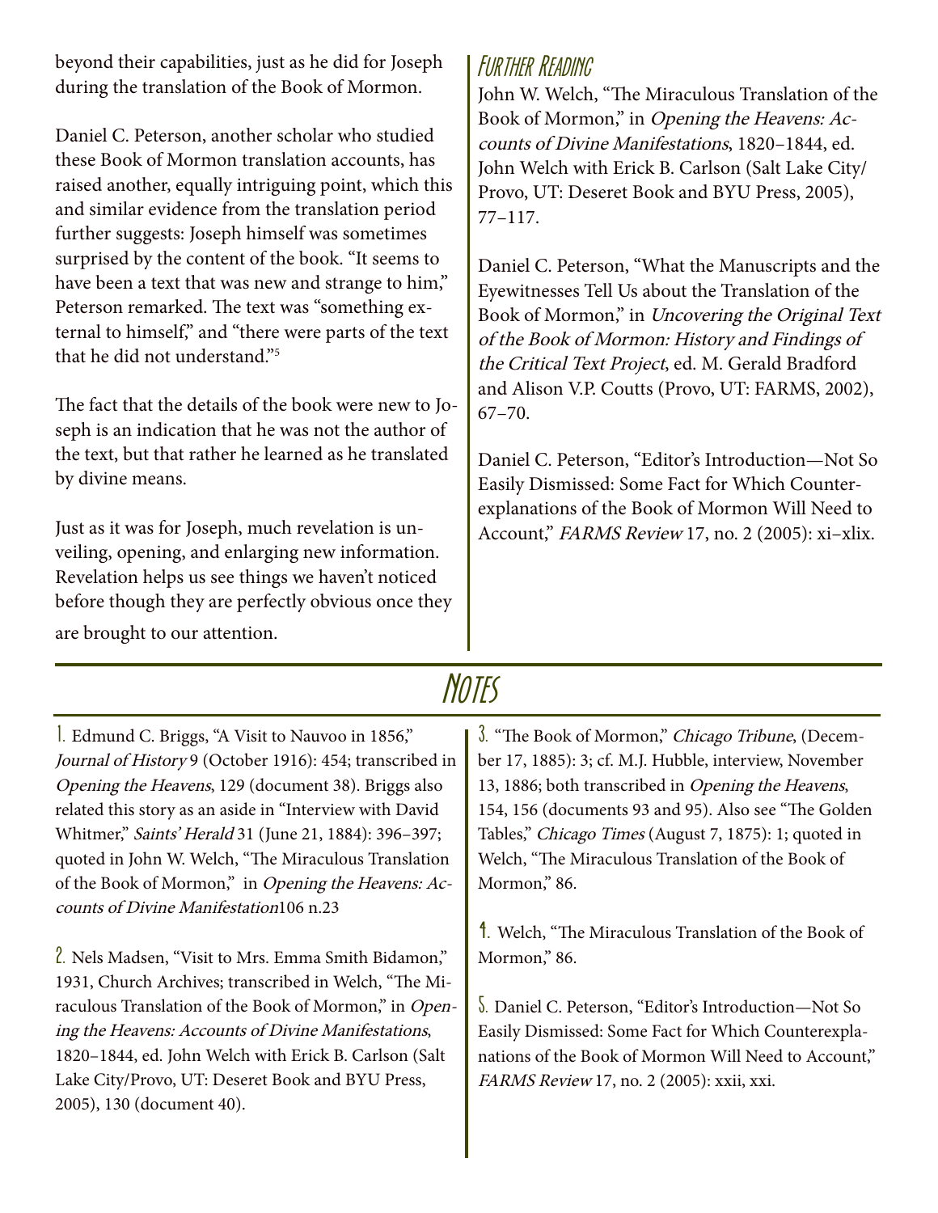beyond their capabilities, just as he did for Joseph during the translation of the Book of Mormon.

Daniel C. Peterson, another scholar who studied these Book of Mormon translation accounts, has raised another, equally intriguing point, which this and similar evidence from the translation period further suggests: Joseph himself was sometimes surprised by the content of the book. "It seems to have been a text that was new and strange to him," Peterson remarked. The text was "something external to himself," and "there were parts of the text that he did not understand."[5]

The fact that the details of the book were new to Joseph is an indication that he was not the author of the text, but that rather he learned as he translated by divine means.

Just as it was for Joseph, much revelation is unveiling, opening, and enlarging new information. Revelation helps us see things we haven't noticed before though they are perfectly obvious once they are brought to our attention.

## Further Reading

John W. Welch, "The Miraculous Translation of the Book of Mormon," in *Opening the Heavens: Accounts of Divine Manifestations*, 1820–1844, ed. John Welch with Erick B. Carlson (Salt Lake City/Provo, UT: Deseret Book and BYU Press, 2005), 77–117.

Daniel C. Peterson, "What the Manuscripts and the Eyewitnesses Tell Us about the Translation of the Book of Mormon," in *Uncovering the Original Text of the Book of Mormon: History and Findings of the Critical Text Project*, ed. M. Gerald Bradford and Alison V.P. Coutts (Provo, UT: FARMS, 2002), 67–70.

Daniel C. Peterson, "Editor's Introduction—Not So Easily Dismissed: Some Fact for Which Counter-explanations of the Book of Mormon Will Need to Account," *FARMS Review* 17, no. 2 (2005): xi–xlix.

## Notes

1. Edmund C. Briggs, "A Visit to Nauvoo in 1856," *Journal of History* 9 (October 1916): 454; transcribed in *Opening the Heavens*, 129 (document 38). Briggs also related this story as an aside in "Interview with David Whitmer," *Saints' Herald* 31 (June 21, 1884): 396–397; quoted in John W. Welch, "The Miraculous Translation of the Book of Mormon," in *Opening the Heavens: Accounts of Divine Manifestation*106 n.23

2. Nels Madsen, "Visit to Mrs. Emma Smith Bidamon," 1931, Church Archives; transcribed in Welch, "The Miraculous Translation of the Book of Mormon," in *Opening the Heavens: Accounts of Divine Manifestations*, 1820–1844, ed. John Welch with Erick B. Carlson (Salt Lake City/Provo, UT: Deseret Book and BYU Press, 2005), 130 (document 40).

3. "The Book of Mormon," *Chicago Tribune*, (December 17, 1885): 3; cf. M.J. Hubble, interview, November 13, 1886; both transcribed in *Opening the Heavens*, 154, 156 (documents 93 and 95). Also see "The Golden Tables," *Chicago Times* (August 7, 1875): 1; quoted in Welch, "The Miraculous Translation of the Book of Mormon," 86.

4. Welch, "The Miraculous Translation of the Book of Mormon," 86.

5. Daniel C. Peterson, "Editor's Introduction—Not So Easily Dismissed: Some Fact for Which Counterexplanations of the Book of Mormon Will Need to Account," *FARMS Review* 17, no. 2 (2005): xxii, xxi.